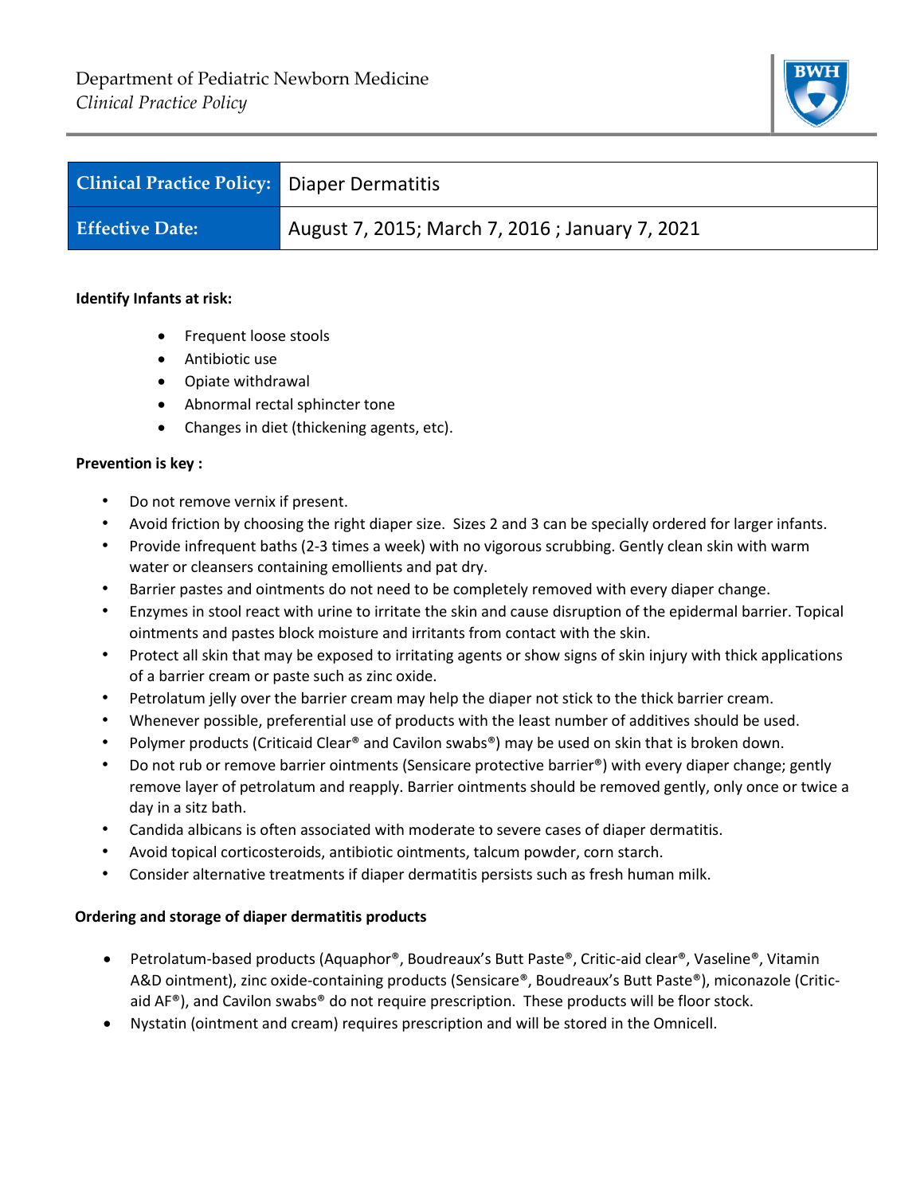Department of Pediatric Newborn Medicine
*Clinical Practice Policy*

| Clinical Practice Policy: | Diaper Dermatitis |
|---|---|
| Effective Date: | August 7, 2015; March 7, 2016 ; January 7, 2021 |

**Identify Infants at risk:**

- Frequent loose stools
- Antibiotic use
- Opiate withdrawal
- Abnormal rectal sphincter tone
- Changes in diet (thickening agents, etc).

**Prevention is key :**

- Do not remove vernix if present.
- Avoid friction by choosing the right diaper size. Sizes 2 and 3 can be specially ordered for larger infants.
- Provide infrequent baths (2-3 times a week) with no vigorous scrubbing. Gently clean skin with warm water or cleansers containing emollients and pat dry.
- Barrier pastes and ointments do not need to be completely removed with every diaper change.
- Enzymes in stool react with urine to irritate the skin and cause disruption of the epidermal barrier. Topical ointments and pastes block moisture and irritants from contact with the skin.
- Protect all skin that may be exposed to irritating agents or show signs of skin injury with thick applications of a barrier cream or paste such as zinc oxide.
- Petrolatum jelly over the barrier cream may help the diaper not stick to the thick barrier cream.
- Whenever possible, preferential use of products with the least number of additives should be used.
- Polymer products (Criticaid Clear® and Cavilon swabs®) may be used on skin that is broken down.
- Do not rub or remove barrier ointments (Sensicare protective barrier®) with every diaper change; gently remove layer of petrolatum and reapply. Barrier ointments should be removed gently, only once or twice a day in a sitz bath.
- Candida albicans is often associated with moderate to severe cases of diaper dermatitis.
- Avoid topical corticosteroids, antibiotic ointments, talcum powder, corn starch.
- Consider alternative treatments if diaper dermatitis persists such as fresh human milk.

**Ordering and storage of diaper dermatitis products**

- Petrolatum-based products (Aquaphor®, Boudreaux's Butt Paste®, Critic-aid clear®, Vaseline®, Vitamin A&D ointment), zinc oxide-containing products (Sensicare®, Boudreaux's Butt Paste®), miconazole (Critic-aid AF®), and Cavilon swabs® do not require prescription. These products will be floor stock.
- Nystatin (ointment and cream) requires prescription and will be stored in the Omnicell.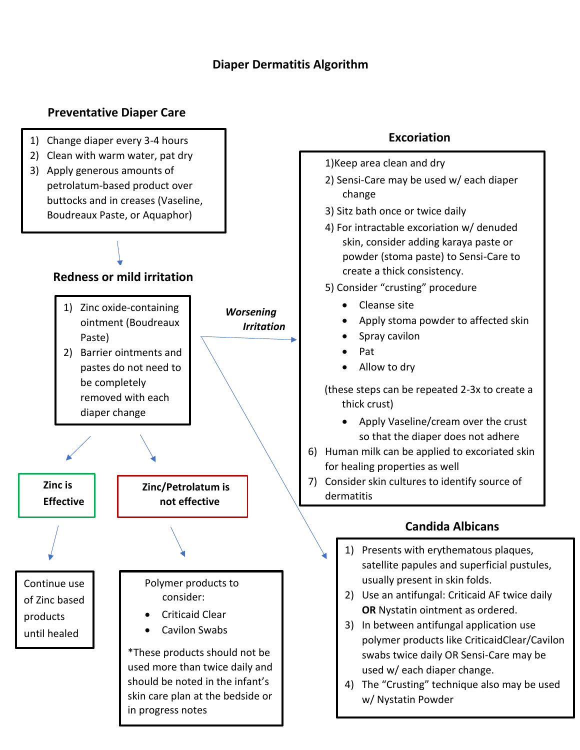# Diaper Dermatitis Algorithm

## Preventative Diaper Care

1) Change diaper every 3-4 hours
2) Clean with warm water, pat dry
3) Apply generous amounts of petrolatum-based product over buttocks and in creases (Vaseline, Boudreaux Paste, or Aquaphor)

## Redness or mild irritation

1) Zinc oxide-containing ointment (Boudreaux Paste)
2) Barrier ointments and pastes do not need to be completely removed with each diaper change

***Worsening Irritation***

### Zinc is Effective

Continue use of Zinc based products until healed

### Zinc/Petrolatum is not effective

Polymer products to consider:

- Criticaid Clear
- Cavilon Swabs

*These products should not be used more than twice daily and should be noted in the infant's skin care plan at the bedside or in progress notes

## Excoriation

1) Keep area clean and dry
2) Sensi-Care may be used w/ each diaper change
3) Sitz bath once or twice daily
4) For intractable excoriation w/ denuded skin, consider adding karaya paste or powder (stoma paste) to Sensi-Care to create a thick consistency.
5) Consider "crusting" procedure
   - Cleanse site
   - Apply stoma powder to affected skin
   - Spray cavilon
   - Pat
   - Allow to dry

   (these steps can be repeated 2-3x to create a thick crust)

   - Apply Vaseline/cream over the crust so that the diaper does not adhere
6) Human milk can be applied to excoriated skin for healing properties as well
7) Consider skin cultures to identify source of dermatitis

## Candida Albicans

1) Presents with erythematous plaques, satellite papules and superficial pustules, usually present in skin folds.
2) Use an antifungal: Criticaid AF twice daily **OR** Nystatin ointment as ordered.
3) In between antifungal application use polymer products like CriticaidClear/Cavilon swabs twice daily OR Sensi-Care may be used w/ each diaper change.
4) The "Crusting" technique also may be used w/ Nystatin Powder